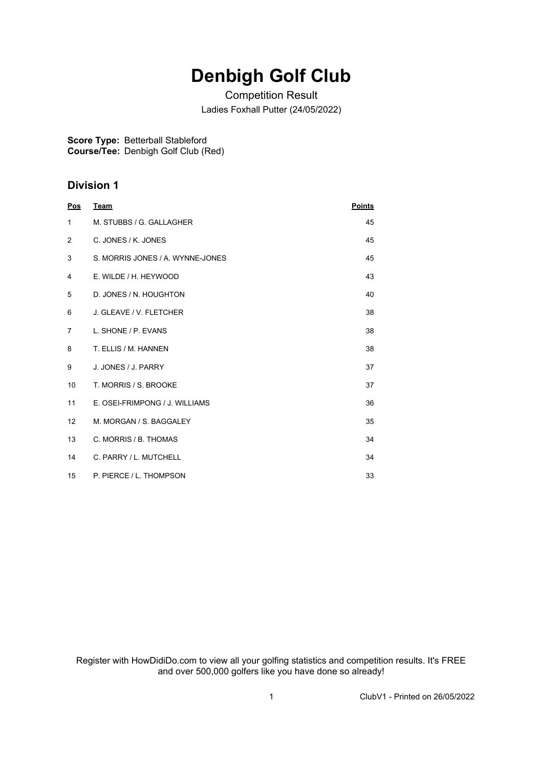# Denbigh Golf Club

Competition Result

Ladies Foxhall Putter (24/05/2022)

**Score Type:** Betterball Stableford
**Course/Tee:** Denbigh Golf Club (Red)

## Division 1

| Pos | Team | Points |
|---|---|---|
| 1 | M. STUBBS / G. GALLAGHER | 45 |
| 2 | C. JONES / K. JONES | 45 |
| 3 | S. MORRIS JONES / A. WYNNE-JONES | 45 |
| 4 | E. WILDE / H. HEYWOOD | 43 |
| 5 | D. JONES / N. HOUGHTON | 40 |
| 6 | J. GLEAVE / V. FLETCHER | 38 |
| 7 | L. SHONE / P. EVANS | 38 |
| 8 | T. ELLIS / M. HANNEN | 38 |
| 9 | J. JONES / J. PARRY | 37 |
| 10 | T. MORRIS / S. BROOKE | 37 |
| 11 | E. OSEI-FRIMPONG / J. WILLIAMS | 36 |
| 12 | M. MORGAN / S. BAGGALEY | 35 |
| 13 | C. MORRIS / B. THOMAS | 34 |
| 14 | C. PARRY / L. MUTCHELL | 34 |
| 15 | P. PIERCE / L. THOMPSON | 33 |

Register with HowDidiDo.com to view all your golfing statistics and competition results. It's FREE and over 500,000 golfers like you have done so already!

ClubV1 - Printed on 26/05/2022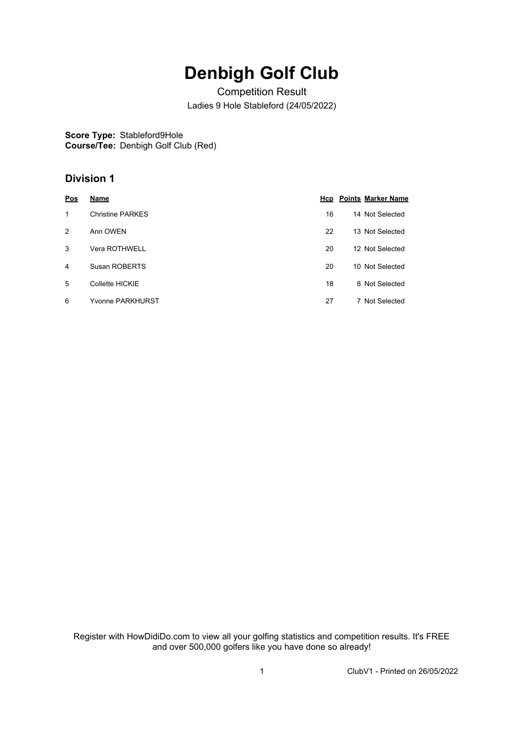# Denbigh Golf Club

Competition Result

Ladies 9 Hole Stableford (24/05/2022)

**Score Type:** Stableford9Hole
**Course/Tee:** Denbigh Golf Club (Red)

## Division 1

| Pos | Name | Hcp | Points | Marker Name |
|---|---|---|---|---|
| 1 | Christine PARKES | 16 | 14 | Not Selected |
| 2 | Ann OWEN | 22 | 13 | Not Selected |
| 3 | Vera ROTHWELL | 20 | 12 | Not Selected |
| 4 | Susan ROBERTS | 20 | 10 | Not Selected |
| 5 | Collette HICKIE | 18 | 8 | Not Selected |
| 6 | Yvonne PARKHURST | 27 | 7 | Not Selected |

Register with HowDidiDo.com to view all your golfing statistics and competition results. It's FREE and over 500,000 golfers like you have done so already!

ClubV1 - Printed on 26/05/2022